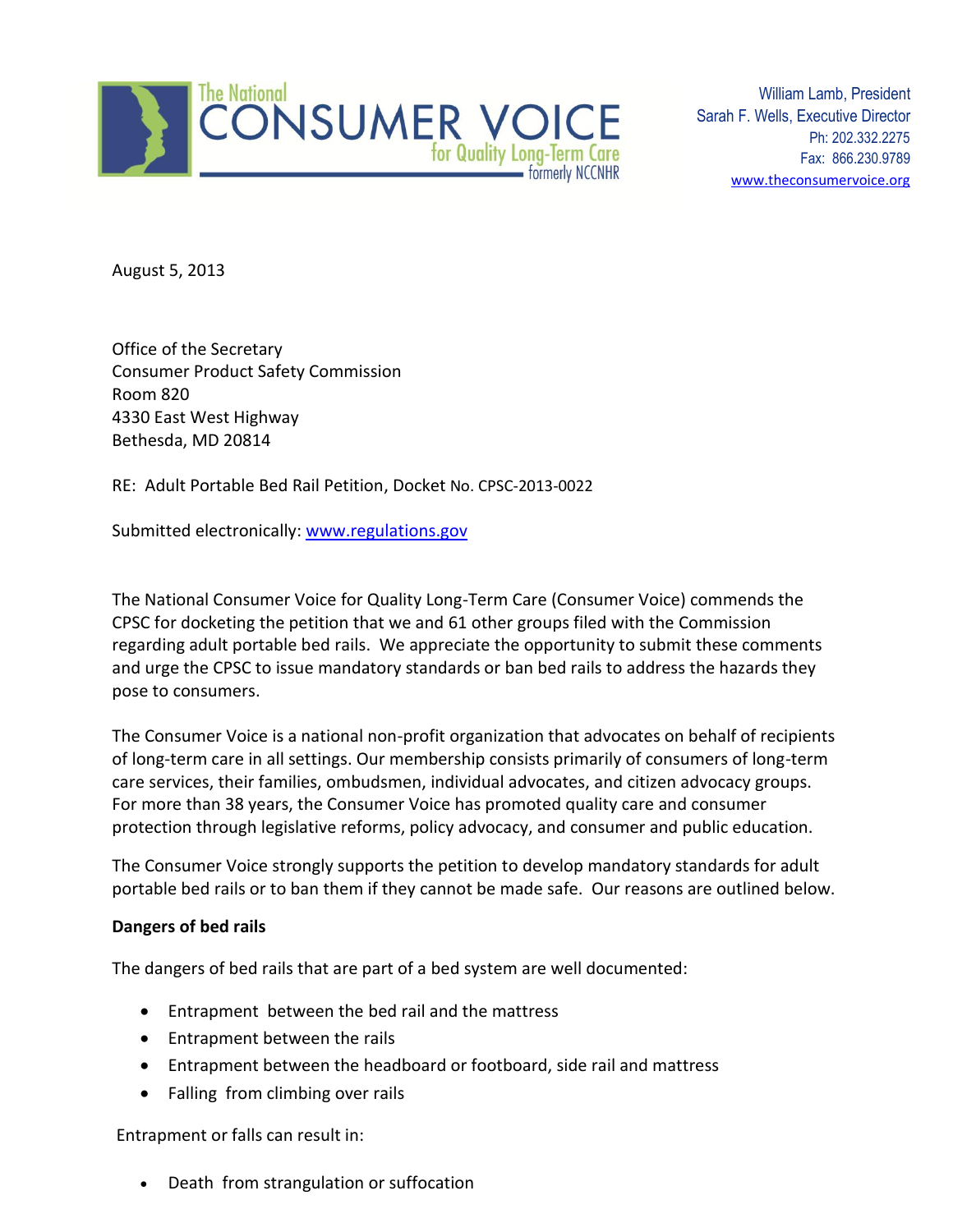The National
CONSUMER VOICE
for Quality Long-Term Care
formerly NCCNHR

William Lamb, President
Sarah F. Wells, Executive Director
Ph: 202.332.2275
Fax: 866.230.9789
www.theconsumervoice.org

August 5, 2013

Office of the Secretary
Consumer Product Safety Commission
Room 820
4330 East West Highway
Bethesda, MD 20814

RE: Adult Portable Bed Rail Petition, Docket No. CPSC-2013-0022

Submitted electronically: www.regulations.gov

The National Consumer Voice for Quality Long-Term Care (Consumer Voice) commends the CPSC for docketing the petition that we and 61 other groups filed with the Commission regarding adult portable bed rails. We appreciate the opportunity to submit these comments and urge the CPSC to issue mandatory standards or ban bed rails to address the hazards they pose to consumers.

The Consumer Voice is a national non-profit organization that advocates on behalf of recipients of long-term care in all settings. Our membership consists primarily of consumers of long-term care services, their families, ombudsmen, individual advocates, and citizen advocacy groups. For more than 38 years, the Consumer Voice has promoted quality care and consumer protection through legislative reforms, policy advocacy, and consumer and public education.

The Consumer Voice strongly supports the petition to develop mandatory standards for adult portable bed rails or to ban them if they cannot be made safe. Our reasons are outlined below.

**Dangers of bed rails**

The dangers of bed rails that are part of a bed system are well documented:

- Entrapment between the bed rail and the mattress
- Entrapment between the rails
- Entrapment between the headboard or footboard, side rail and mattress
- Falling from climbing over rails

Entrapment or falls can result in:

- Death from strangulation or suffocation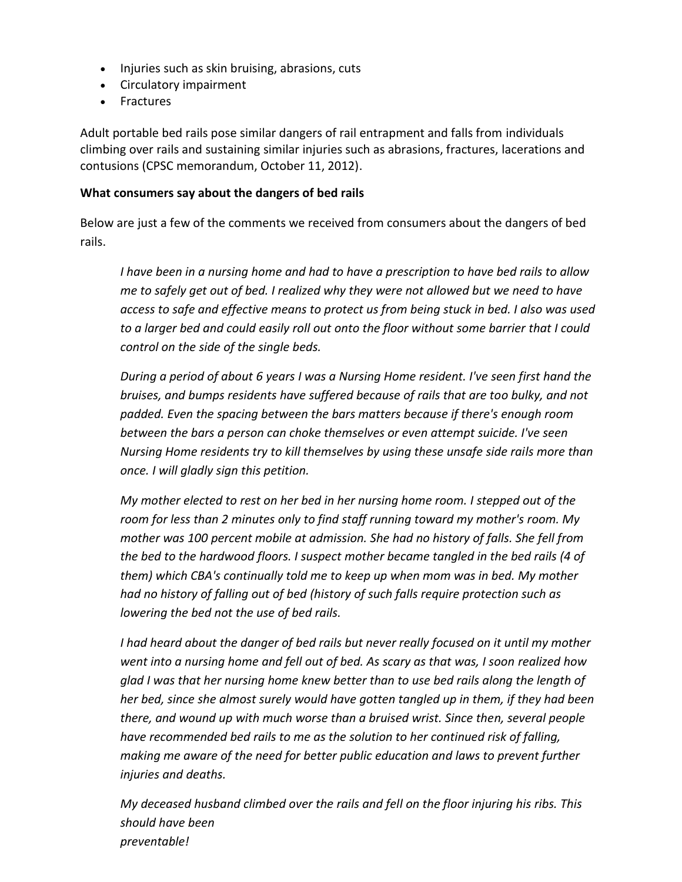- Injuries such as skin bruising, abrasions, cuts
- Circulatory impairment
- Fractures

Adult portable bed rails pose similar dangers of rail entrapment and falls from individuals climbing over rails and sustaining similar injuries such as abrasions, fractures, lacerations and contusions (CPSC memorandum, October 11, 2012).

**What consumers say about the dangers of bed rails**

Below are just a few of the comments we received from consumers about the dangers of bed rails.

> *I have been in a nursing home and had to have a prescription to have bed rails to allow me to safely get out of bed. I realized why they were not allowed but we need to have access to safe and effective means to protect us from being stuck in bed. I also was used to a larger bed and could easily roll out onto the floor without some barrier that I could control on the side of the single beds.*
>
> *During a period of about 6 years I was a Nursing Home resident. I've seen first hand the bruises, and bumps residents have suffered because of rails that are too bulky, and not padded. Even the spacing between the bars matters because if there's enough room between the bars a person can choke themselves or even attempt suicide. I've seen Nursing Home residents try to kill themselves by using these unsafe side rails more than once. I will gladly sign this petition.*
>
> *My mother elected to rest on her bed in her nursing home room. I stepped out of the room for less than 2 minutes only to find staff running toward my mother's room. My mother was 100 percent mobile at admission. She had no history of falls. She fell from the bed to the hardwood floors. I suspect mother became tangled in the bed rails (4 of them) which CBA's continually told me to keep up when mom was in bed. My mother had no history of falling out of bed (history of such falls require protection such as lowering the bed not the use of bed rails.*
>
> *I had heard about the danger of bed rails but never really focused on it until my mother went into a nursing home and fell out of bed. As scary as that was, I soon realized how glad I was that her nursing home knew better than to use bed rails along the length of her bed, since she almost surely would have gotten tangled up in them, if they had been there, and wound up with much worse than a bruised wrist. Since then, several people have recommended bed rails to me as the solution to her continued risk of falling, making me aware of the need for better public education and laws to prevent further injuries and deaths.*
>
> *My deceased husband climbed over the rails and fell on the floor injuring his ribs. This should have been preventable!*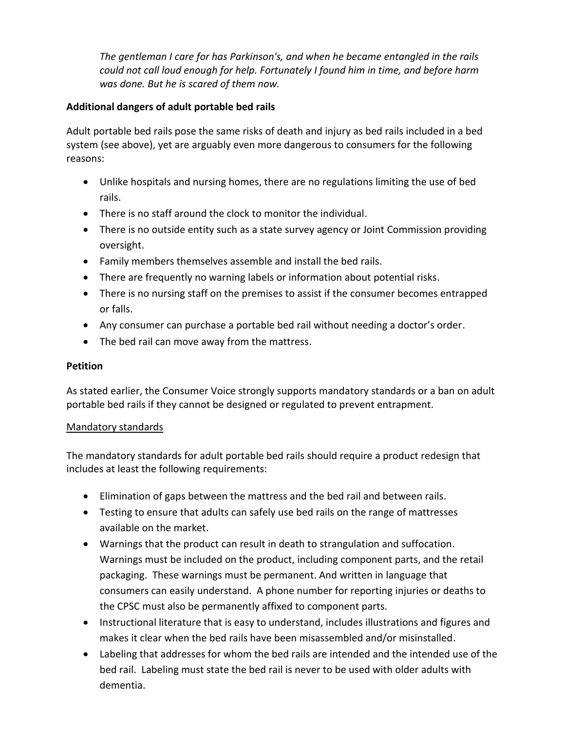*The gentleman I care for has Parkinson's, and when he became entangled in the rails could not call loud enough for help. Fortunately I found him in time, and before harm was done. But he is scared of them now.*

**Additional dangers of adult portable bed rails**

Adult portable bed rails pose the same risks of death and injury as bed rails included in a bed system (see above), yet are arguably even more dangerous to consumers for the following reasons:

- Unlike hospitals and nursing homes, there are no regulations limiting the use of bed rails.
- There is no staff around the clock to monitor the individual.
- There is no outside entity such as a state survey agency or Joint Commission providing oversight.
- Family members themselves assemble and install the bed rails.
- There are frequently no warning labels or information about potential risks.
- There is no nursing staff on the premises to assist if the consumer becomes entrapped or falls.
- Any consumer can purchase a portable bed rail without needing a doctor's order.
- The bed rail can move away from the mattress.

**Petition**

As stated earlier, the Consumer Voice strongly supports mandatory standards or a ban on adult portable bed rails if they cannot be designed or regulated to prevent entrapment.

<u>Mandatory standards</u>

The mandatory standards for adult portable bed rails should require a product redesign that includes at least the following requirements:

- Elimination of gaps between the mattress and the bed rail and between rails.
- Testing to ensure that adults can safely use bed rails on the range of mattresses available on the market.
- Warnings that the product can result in death to strangulation and suffocation. Warnings must be included on the product, including component parts, and the retail packaging. These warnings must be permanent. And written in language that consumers can easily understand. A phone number for reporting injuries or deaths to the CPSC must also be permanently affixed to component parts.
- Instructional literature that is easy to understand, includes illustrations and figures and makes it clear when the bed rails have been misassembled and/or misinstalled.
- Labeling that addresses for whom the bed rails are intended and the intended use of the bed rail. Labeling must state the bed rail is never to be used with older adults with dementia.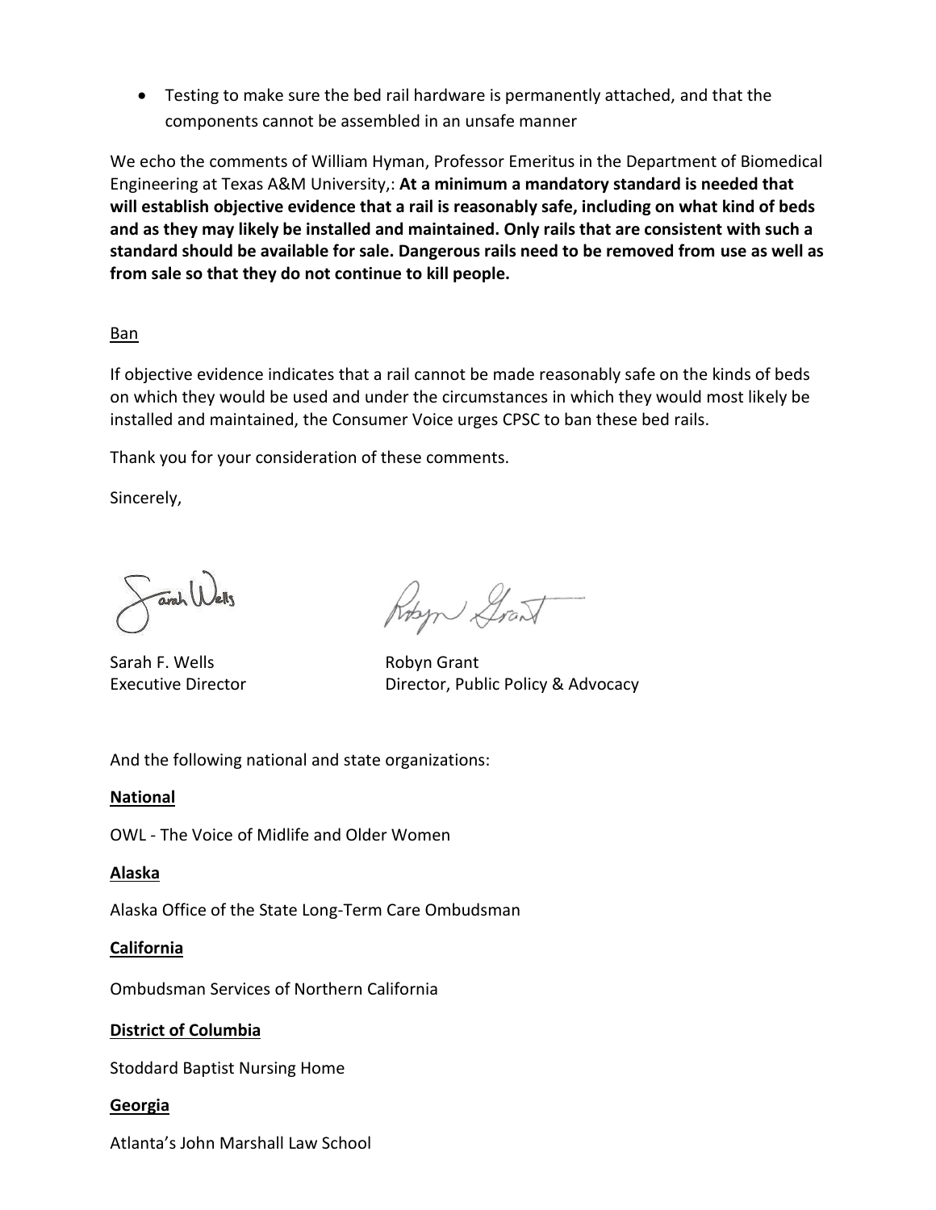- Testing to make sure the bed rail hardware is permanently attached, and that the components cannot be assembled in an unsafe manner

We echo the comments of William Hyman, Professor Emeritus in the Department of Biomedical Engineering at Texas A&M University,: **At a minimum a mandatory standard is needed that will establish objective evidence that a rail is reasonably safe, including on what kind of beds and as they may likely be installed and maintained. Only rails that are consistent with such a standard should be available for sale. Dangerous rails need to be removed from use as well as from sale so that they do not continue to kill people.**

<u>Ban</u>

If objective evidence indicates that a rail cannot be made reasonably safe on the kinds of beds on which they would be used and under the circumstances in which they would most likely be installed and maintained, the Consumer Voice urges CPSC to ban these bed rails.

Thank you for your consideration of these comments.

Sincerely,

Sarah F. Wells
Executive Director

Robyn Grant
Director, Public Policy & Advocacy

And the following national and state organizations:

**National**

OWL - The Voice of Midlife and Older Women

**Alaska**

Alaska Office of the State Long-Term Care Ombudsman

**California**

Ombudsman Services of Northern California

**District of Columbia**

Stoddard Baptist Nursing Home

**Georgia**

Atlanta's John Marshall Law School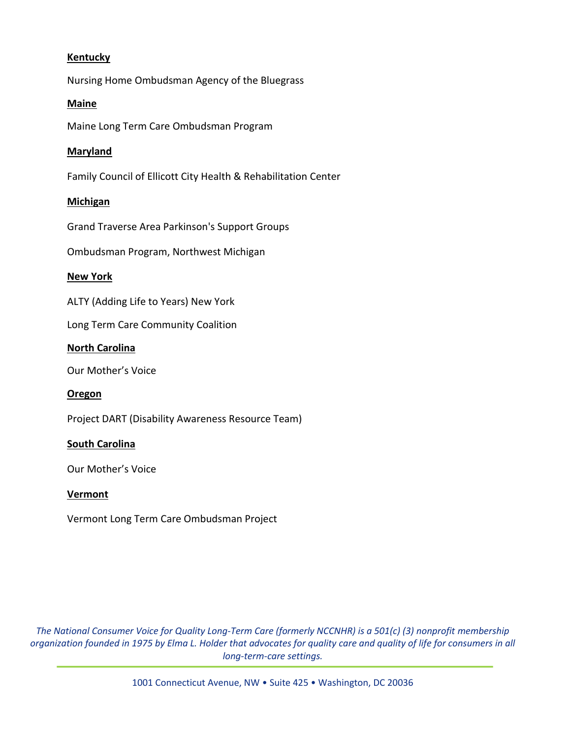**Kentucky**

Nursing Home Ombudsman Agency of the Bluegrass

**Maine**

Maine Long Term Care Ombudsman Program

**Maryland**

Family Council of Ellicott City Health & Rehabilitation Center

**Michigan**

Grand Traverse Area Parkinson's Support Groups

Ombudsman Program, Northwest Michigan

**New York**

ALTY (Adding Life to Years) New York

Long Term Care Community Coalition

**North Carolina**

Our Mother's Voice

**Oregon**

Project DART (Disability Awareness Resource Team)

**South Carolina**

Our Mother's Voice

**Vermont**

Vermont Long Term Care Ombudsman Project

*The National Consumer Voice for Quality Long-Term Care (formerly NCCNHR) is a 501(c) (3) nonprofit membership organization founded in 1975 by Elma L. Holder that advocates for quality care and quality of life for consumers in all long-term-care settings.*

1001 Connecticut Avenue, NW • Suite 425 • Washington, DC 20036